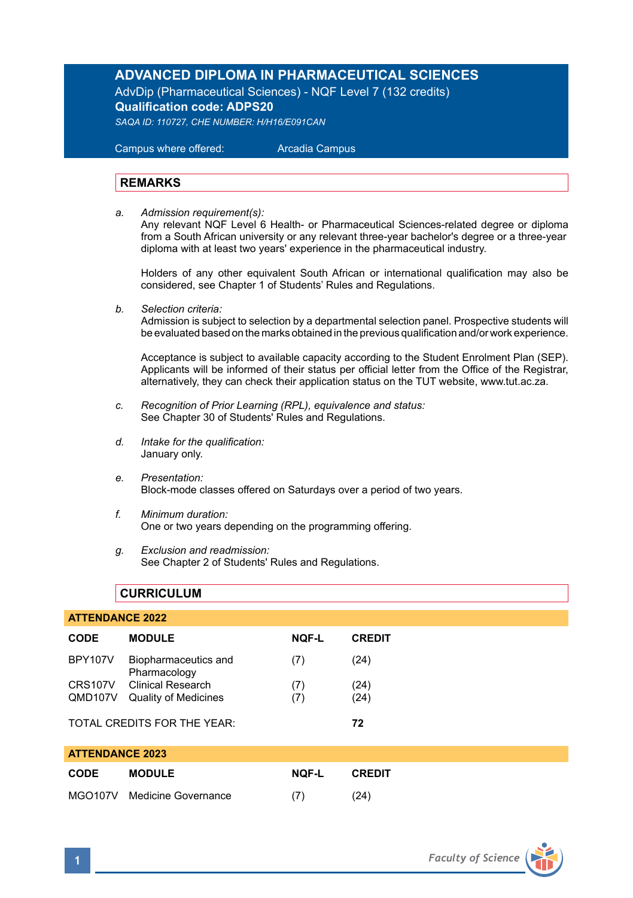# ADVANCED DIPLOMA IN PHARMACEUTICAL SCIENCES

AdvDip (Pharmaceutical Sciences) - NQF Level 7 (132 credits)

**Qualification code: ADPS20**

*SAQA ID: 110727, CHE NUMBER: H/H16/E091CAN*

Campus where offered: Arcadia Campus

## REMARKS

a. *Admission requirement(s):*
Any relevant NQF Level 6 Health- or Pharmaceutical Sciences-related degree or diploma from a South African university or any relevant three-year bachelor's degree or a three-year diploma with at least two years' experience in the pharmaceutical industry.

Holders of any other equivalent South African or international qualification may also be considered, see Chapter 1 of Students' Rules and Regulations.

b. *Selection criteria:*
Admission is subject to selection by a departmental selection panel. Prospective students will be evaluated based on the marks obtained in the previous qualification and/or work experience.

Acceptance is subject to available capacity according to the Student Enrolment Plan (SEP). Applicants will be informed of their status per official letter from the Office of the Registrar, alternatively, they can check their application status on the TUT website, www.tut.ac.za.

c. *Recognition of Prior Learning (RPL), equivalence and status:*
See Chapter 30 of Students' Rules and Regulations.

d. *Intake for the qualification:*
January only.

e. *Presentation:*
Block-mode classes offered on Saturdays over a period of two years.

f. *Minimum duration:*
One or two years depending on the programming offering.

g. *Exclusion and readmission:*
See Chapter 2 of Students' Rules and Regulations.

## CURRICULUM

### ATTENDANCE 2022

| CODE | MODULE | NQF-L | CREDIT |
|---|---|---|---|
| BPY107V | Biopharmaceutics and Pharmacology | (7) | (24) |
| CRS107V | Clinical Research | (7) | (24) |
| QMD107V | Quality of Medicines | (7) | (24) |
| TOTAL CREDITS FOR THE YEAR: | | | **72** |

### ATTENDANCE 2023

| CODE | MODULE | NQF-L | CREDIT |
|---|---|---|---|
| MGO107V | Medicine Governance | (7) | (24) |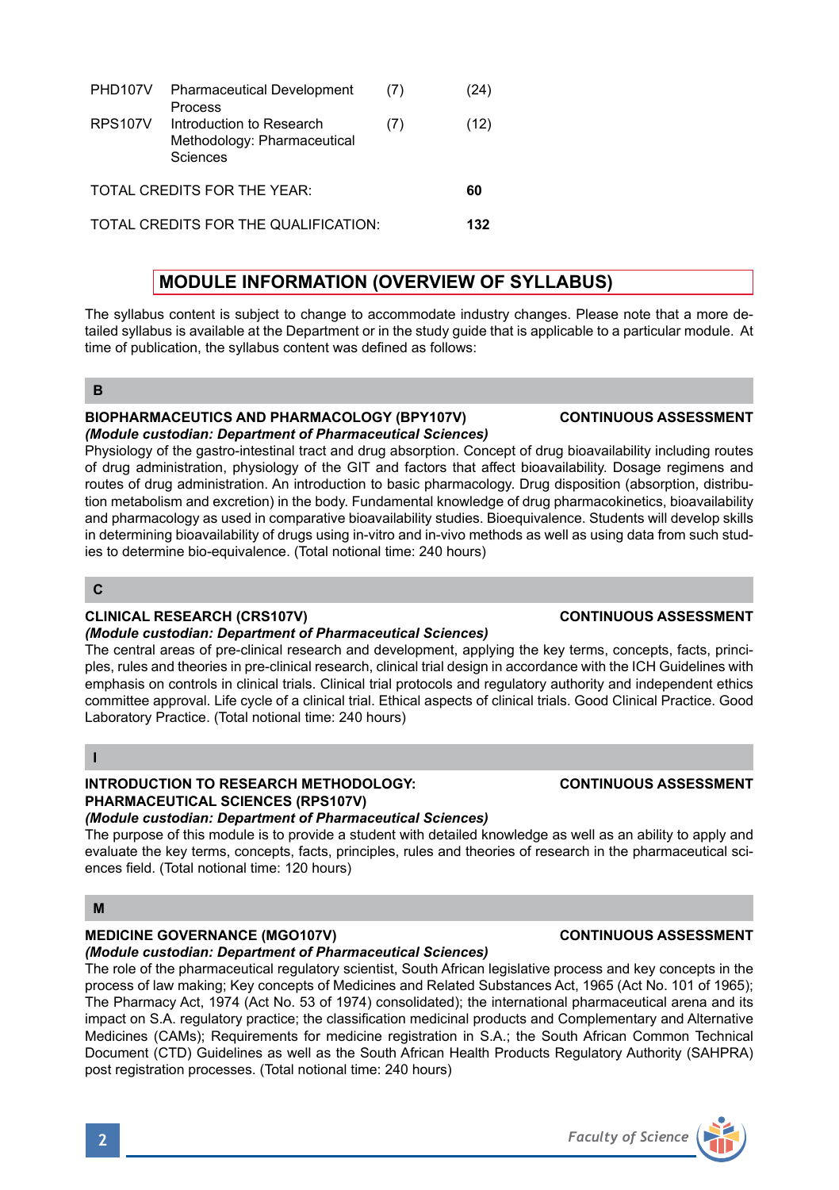| | | | |
|---|---|---|---|
| PHD107V | Pharmaceutical Development Process | (7) | (24) |
| RPS107V | Introduction to Research Methodology: Pharmaceutical Sciences | (7) | (12) |
| TOTAL CREDITS FOR THE YEAR: | | | **60** |
| TOTAL CREDITS FOR THE QUALIFICATION: | | | **132** |

## MODULE INFORMATION (OVERVIEW OF SYLLABUS)

The syllabus content is subject to change to accommodate industry changes. Please note that a more detailed syllabus is available at the Department or in the study guide that is applicable to a particular module. At time of publication, the syllabus content was defined as follows:

### B

**BIOPHARMACEUTICS AND PHARMACOLOGY (BPY107V)** **CONTINUOUS ASSESSMENT**
***(Module custodian: Department of Pharmaceutical Sciences)***
Physiology of the gastro-intestinal tract and drug absorption. Concept of drug bioavailability including routes of drug administration, physiology of the GIT and factors that affect bioavailability. Dosage regimens and routes of drug administration. An introduction to basic pharmacology. Drug disposition (absorption, distribution metabolism and excretion) in the body. Fundamental knowledge of drug pharmacokinetics, bioavailability and pharmacology as used in comparative bioavailability studies. Bioequivalence. Students will develop skills in determining bioavailability of drugs using in-vitro and in-vivo methods as well as using data from such studies to determine bio-equivalence. (Total notional time: 240 hours)

### C

**CLINICAL RESEARCH (CRS107V)** **CONTINUOUS ASSESSMENT**
***(Module custodian: Department of Pharmaceutical Sciences)***
The central areas of pre-clinical research and development, applying the key terms, concepts, facts, principles, rules and theories in pre-clinical research, clinical trial design in accordance with the ICH Guidelines with emphasis on controls in clinical trials. Clinical trial protocols and regulatory authority and independent ethics committee approval. Life cycle of a clinical trial. Ethical aspects of clinical trials. Good Clinical Practice. Good Laboratory Practice. (Total notional time: 240 hours)

### I

**INTRODUCTION TO RESEARCH METHODOLOGY: PHARMACEUTICAL SCIENCES (RPS107V)** **CONTINUOUS ASSESSMENT**
***(Module custodian: Department of Pharmaceutical Sciences)***
The purpose of this module is to provide a student with detailed knowledge as well as an ability to apply and evaluate the key terms, concepts, facts, principles, rules and theories of research in the pharmaceutical sciences field. (Total notional time: 120 hours)

### M

**MEDICINE GOVERNANCE (MGO107V)** **CONTINUOUS ASSESSMENT**
***(Module custodian: Department of Pharmaceutical Sciences)***
The role of the pharmaceutical regulatory scientist, South African legislative process and key concepts in the process of law making; Key concepts of Medicines and Related Substances Act, 1965 (Act No. 101 of 1965); The Pharmacy Act, 1974 (Act No. 53 of 1974) consolidated); the international pharmaceutical arena and its impact on S.A. regulatory practice; the classification medicinal products and Complementary and Alternative Medicines (CAMs); Requirements for medicine registration in S.A.; the South African Common Technical Document (CTD) Guidelines as well as the South African Health Products Regulatory Authority (SAHPRA) post registration processes. (Total notional time: 240 hours)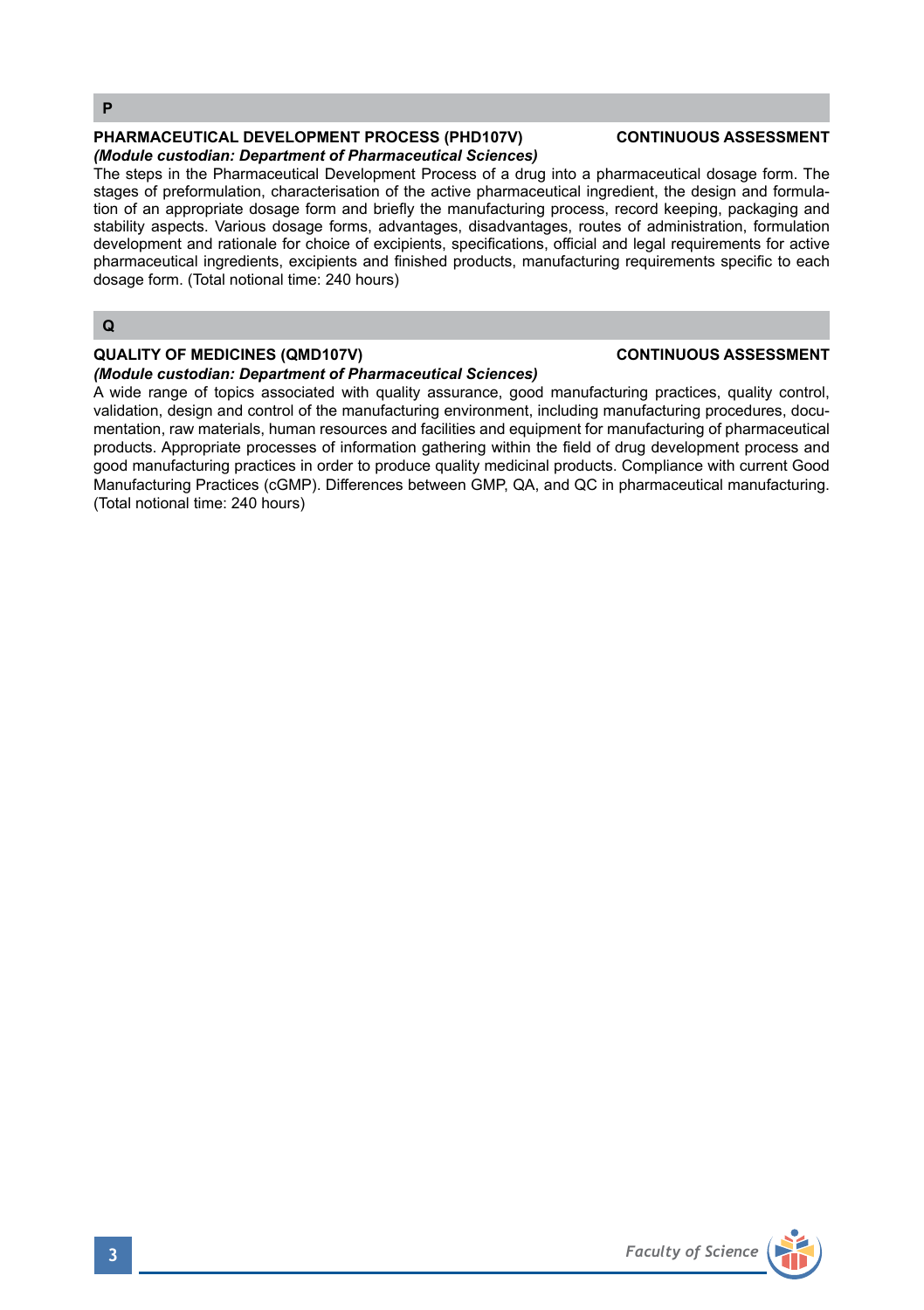## P

**PHARMACEUTICAL DEVELOPMENT PROCESS (PHD107V)** **CONTINUOUS ASSESSMENT**

***(Module custodian: Department of Pharmaceutical Sciences)***

The steps in the Pharmaceutical Development Process of a drug into a pharmaceutical dosage form. The stages of preformulation, characterisation of the active pharmaceutical ingredient, the design and formulation of an appropriate dosage form and briefly the manufacturing process, record keeping, packaging and stability aspects. Various dosage forms, advantages, disadvantages, routes of administration, formulation development and rationale for choice of excipients, specifications, official and legal requirements for active pharmaceutical ingredients, excipients and finished products, manufacturing requirements specific to each dosage form. (Total notional time: 240 hours)

## Q

**QUALITY OF MEDICINES (QMD107V)** **CONTINUOUS ASSESSMENT**

***(Module custodian: Department of Pharmaceutical Sciences)***

A wide range of topics associated with quality assurance, good manufacturing practices, quality control, validation, design and control of the manufacturing environment, including manufacturing procedures, documentation, raw materials, human resources and facilities and equipment for manufacturing of pharmaceutical products. Appropriate processes of information gathering within the field of drug development process and good manufacturing practices in order to produce quality medicinal products. Compliance with current Good Manufacturing Practices (cGMP). Differences between GMP, QA, and QC in pharmaceutical manufacturing. (Total notional time: 240 hours)